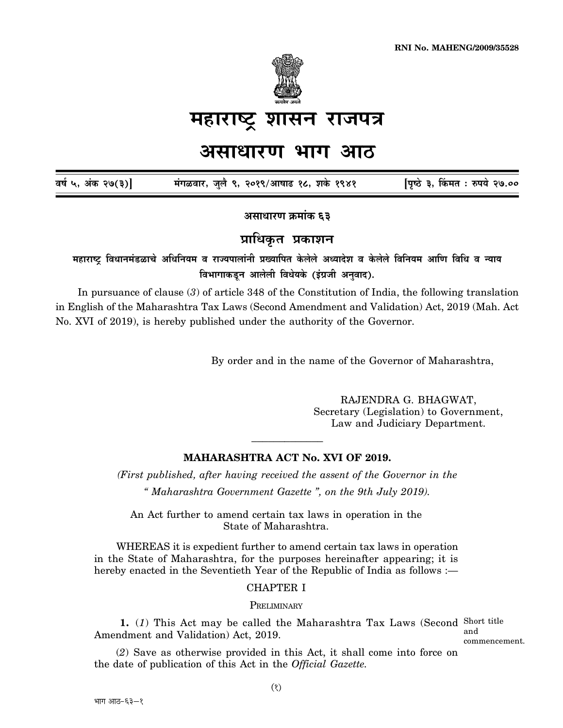RNI No. MAHENG/2009/35528

# महाराष्ट्र शासन राजपत्र

# असाधारण भाग आठ

वर्ष ५, अंक २७(३)] मंगळवार, जुलै ९, २०१९/आषाढ १८, शके १९४१ [पृष्ठे ३, किंमत : रुपये २७.००

**असाधारण क्रमांक ६३**

## प्राधिकृत प्रकाशन

**महाराष्ट्र विधानमंडळाचे अधिनियम व राज्यपालांनी प्रख्यापित केलेले अध्यादेश व केलेले विनियम आणि विधि व न्याय विभागाकडून आलेली विधेयके (इंग्रजी अनुवाद).**

In pursuance of clause (*3*) of article 348 of the Constitution of India, the following translation in English of the Maharashtra Tax Laws (Second Amendment and Validation) Act, 2019 (Mah. Act No. XVI of 2019), is hereby published under the authority of the Governor.

By order and in the name of the Governor of Maharashtra,

RAJENDRA G. BHAGWAT,
Secretary (Legislation) to Government,
Law and Judiciary Department.

---

## MAHARASHTRA ACT No. XVI OF 2019.

*(First published, after having received the assent of the Governor in the " Maharashtra Government Gazette ", on the 9th July 2019).*

An Act further to amend certain tax laws in operation in the State of Maharashtra.

WHEREAS it is expedient further to amend certain tax laws in operation in the State of Maharashtra, for the purposes hereinafter appearing; it is hereby enacted in the Seventieth Year of the Republic of India as follows :—

### CHAPTER I

PRELIMINARY

Short title and commencement.

**1.** (*1*) This Act may be called the Maharashtra Tax Laws (Second Amendment and Validation) Act, 2019.

(*2*) Save as otherwise provided in this Act, it shall come into force on the date of publication of this Act in the *Official Gazette*.

भाग आठ–६३–१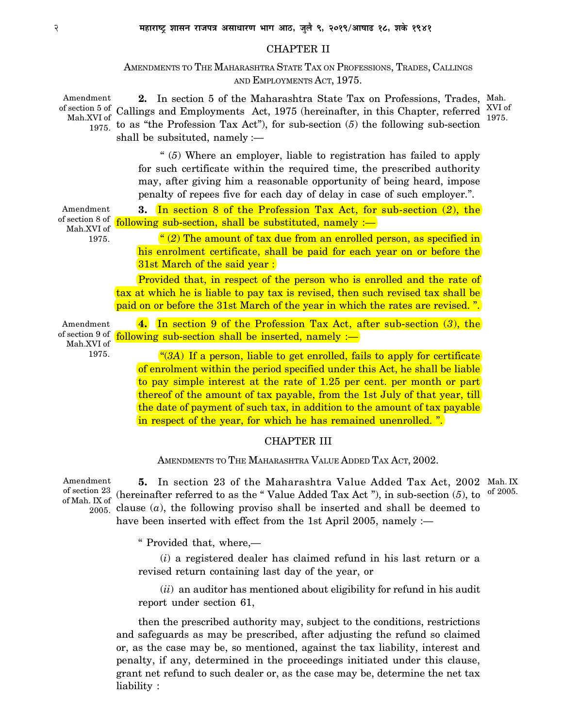## CHAPTER II

AMENDMENTS TO THE MAHARASHTRA STATE TAX ON PROFESSIONS, TRADES, CALLINGS AND EMPLOYMENTS ACT, 1975.

Amendment of section 5 of Mah.XVI of 1975.

**2.** In section 5 of the Maharashtra State Tax on Professions, Trades, Callings and Employments Act, 1975 (hereinafter, in this Chapter, referred to as "the Profession Tax Act"), for sub-section (*5*) the following sub-section shall be subsituted, namely :— Mah. XVI of 1975.

" (*5*) Where an employer, liable to registration has failed to apply for such certificate within the required time, the prescribed authority may, after giving him a reasonable opportunity of being heard, impose penalty of repees five for each day of delay in case of such employer.".

Amendment of section 8 of Mah.XVI of 1975.

**3.** In section 8 of the Profession Tax Act, for sub-section (*2*), the following sub-section, shall be substituted, namely :—

" (*2*) The amount of tax due from an enrolled person, as specified in his enrolment certificate, shall be paid for each year on or before the 31st March of the said year :

Provided that, in respect of the person who is enrolled and the rate of tax at which he is liable to pay tax is revised, then such revised tax shall be paid on or before the 31st March of the year in which the rates are revised. ".

Amendment of section 9 of Mah.XVI of 1975.

**4.** In section 9 of the Profession Tax Act, after sub-section (*3*), the following sub-section shall be inserted, namely :—

"(*3A*) If a person, liable to get enrolled, fails to apply for certificate of enrolment within the period specified under this Act, he shall be liable to pay simple interest at the rate of 1.25 per cent. per month or part thereof of the amount of tax payable, from the 1st July of that year, till the date of payment of such tax, in addition to the amount of tax payable in respect of the year, for which he has remained unenrolled. ".

## CHAPTER III

AMENDMENTS TO THE MAHARASHTRA VALUE ADDED TAX ACT, 2002.

Amendment of section 23 of Mah. IX of 2005.

**5.** In section 23 of the Maharashtra Value Added Tax Act, 2002 (hereinafter referred to as the " Value Added Tax Act "), in sub-section (*5*), to clause (*a*), the following proviso shall be inserted and shall be deemed to have been inserted with effect from the 1st April 2005, namely :— Mah. IX of 2005.

" Provided that, where,—

(*i*) a registered dealer has claimed refund in his last return or a revised return containing last day of the year, or

(*ii*) an auditor has mentioned about eligibility for refund in his audit report under section 61,

then the prescribed authority may, subject to the conditions, restrictions and safeguards as may be prescribed, after adjusting the refund so claimed or, as the case may be, so mentioned, against the tax liability, interest and penalty, if any, determined in the proceedings initiated under this clause, grant net refund to such dealer or, as the case may be, determine the net tax liability :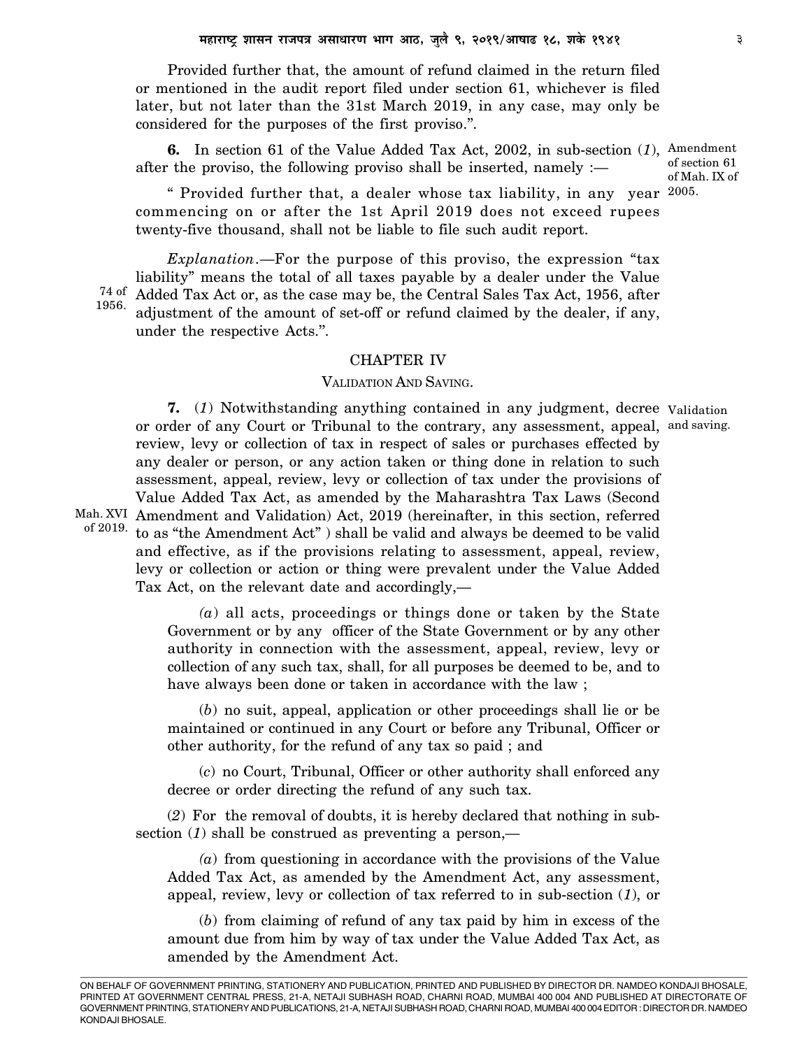Provided further that, the amount of refund claimed in the return filed or mentioned in the audit report filed under section 61, whichever is filed later, but not later than the 31st March 2019, in any case, may only be considered for the purposes of the first proviso.".

Amendment of section 61 of Mah. IX of 2005.

**6.** In section 61 of the Value Added Tax Act, 2002, in sub-section (*1*), after the proviso, the following proviso shall be inserted, namely :—

" Provided further that, a dealer whose tax liability, in any year commencing on or after the 1st April 2019 does not exceed rupees twenty-five thousand, shall not be liable to file such audit report.

*Explanation*.—For the purpose of this proviso, the expression "tax liability" means the total of all taxes payable by a dealer under the Value Added Tax Act or, as the case may be, the Central Sales Tax Act, 1956, after adjustment of the amount of set-off or refund claimed by the dealer, if any, under the respective Acts.".

74 of 1956.

## CHAPTER IV

### VALIDATION AND SAVING.

Validation and saving.

**7.** (*1*) Notwithstanding anything contained in any judgment, decree or order of any Court or Tribunal to the contrary, any assessment, appeal, review, levy or collection of tax in respect of sales or purchases effected by any dealer or person, or any action taken or thing done in relation to such assessment, appeal, review, levy or collection of tax under the provisions of Value Added Tax Act, as amended by the Maharashtra Tax Laws (Second Amendment and Validation) Act, 2019 (hereinafter, in this section, referred to as "the Amendment Act" ) shall be valid and always be deemed to be valid and effective, as if the provisions relating to assessment, appeal, review, levy or collection or action or thing were prevalent under the Value Added Tax Act, on the relevant date and accordingly,—

Mah. XVI of 2019.

(*a*) all acts, proceedings or things done or taken by the State Government or by any officer of the State Government or by any other authority in connection with the assessment, appeal, review, levy or collection of any such tax, shall, for all purposes be deemed to be, and to have always been done or taken in accordance with the law ;

(*b*) no suit, appeal, application or other proceedings shall lie or be maintained or continued in any Court or before any Tribunal, Officer or other authority, for the refund of any tax so paid ; and

(*c*) no Court, Tribunal, Officer or other authority shall enforced any decree or order directing the refund of any such tax.

(*2*) For the removal of doubts, it is hereby declared that nothing in sub-section (*1*) shall be construed as preventing a person,—

(*a*) from questioning in accordance with the provisions of the Value Added Tax Act, as amended by the Amendment Act, any assessment, appeal, review, levy or collection of tax referred to in sub-section (*1*), or

(*b*) from claiming of refund of any tax paid by him in excess of the amount due from him by way of tax under the Value Added Tax Act, as amended by the Amendment Act.

ON BEHALF OF GOVERNMENT PRINTING, STATIONERY AND PUBLICATION, PRINTED AND PUBLISHED BY DIRECTOR DR. NAMDEO KONDAJI BHOSALE, PRINTED AT GOVERNMENT CENTRAL PRESS, 21-A, NETAJI SUBHASH ROAD, CHARNI ROAD, MUMBAI 400 004 AND PUBLISHED AT DIRECTORATE OF GOVERNMENT PRINTING, STATIONERY AND PUBLICATIONS, 21-A, NETAJI SUBHASH ROAD, CHARNI ROAD, MUMBAI 400 004 EDITOR : DIRECTOR DR. NAMDEO KONDAJI BHOSALE.